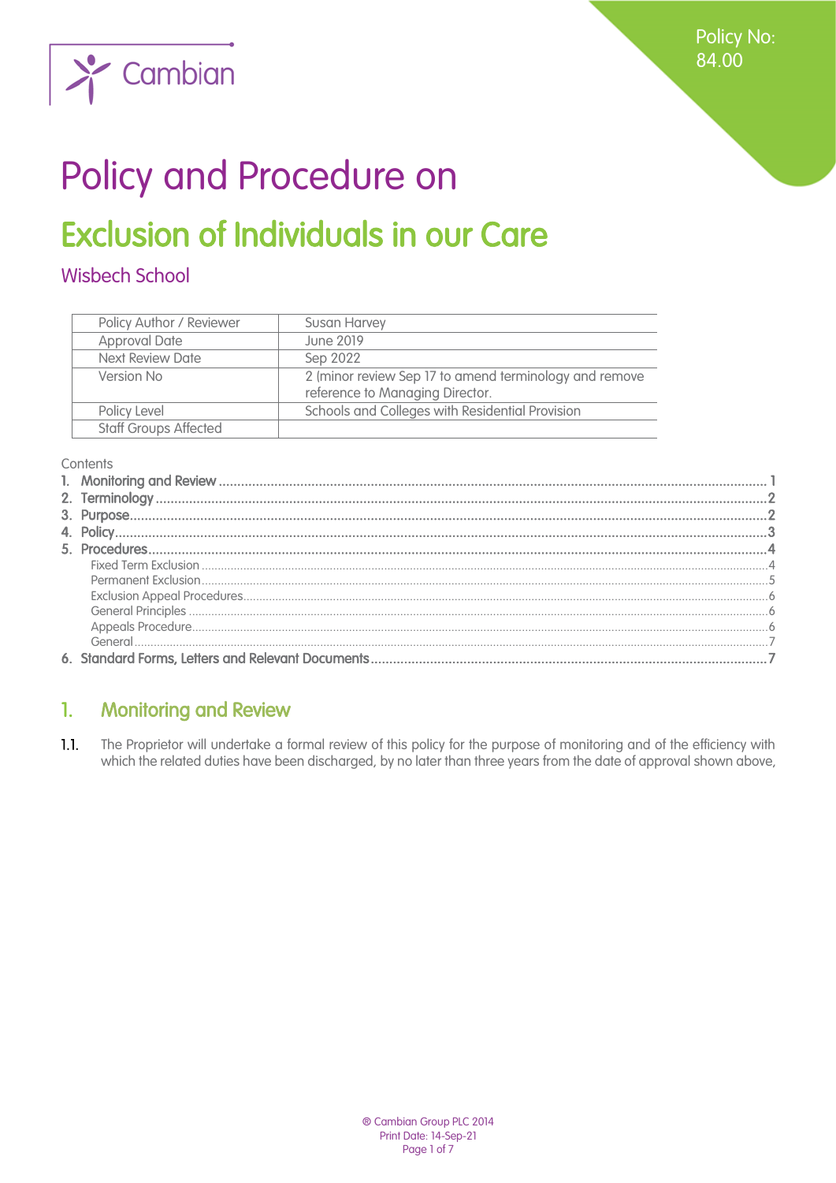Policy No: 84.00

# Policy and Procedure on

# Exclusion of Individuals in our Care

## Wisbech School

| Policy Author / Reviewer | Susan Harvey |
|---|---|
| Approval Date | June 2019 |
| Next Review Date | Sep 2022 |
| Version No | 2 (minor review Sep 17 to amend terminology and remove reference to Managing Director. |
| Policy Level | Schools and Colleges with Residential Provision |
| Staff Groups Affected | |

Contents

1. Monitoring and Review ..... 1
2. Terminology ..... 2
3. Purpose ..... 2
4. Policy ..... 3
5. Procedures ..... 4
   - Fixed Term Exclusion ..... 4
   - Permanent Exclusion ..... 5
   - Exclusion Appeal Procedures ..... 6
   - General Principles ..... 6
   - Appeals Procedure ..... 6
   - General ..... 7
6. Standard Forms, Letters and Relevant Documents ..... 7

## 1. Monitoring and Review

1.1. The Proprietor will undertake a formal review of this policy for the purpose of monitoring and of the efficiency with which the related duties have been discharged, by no later than three years from the date of approval shown above,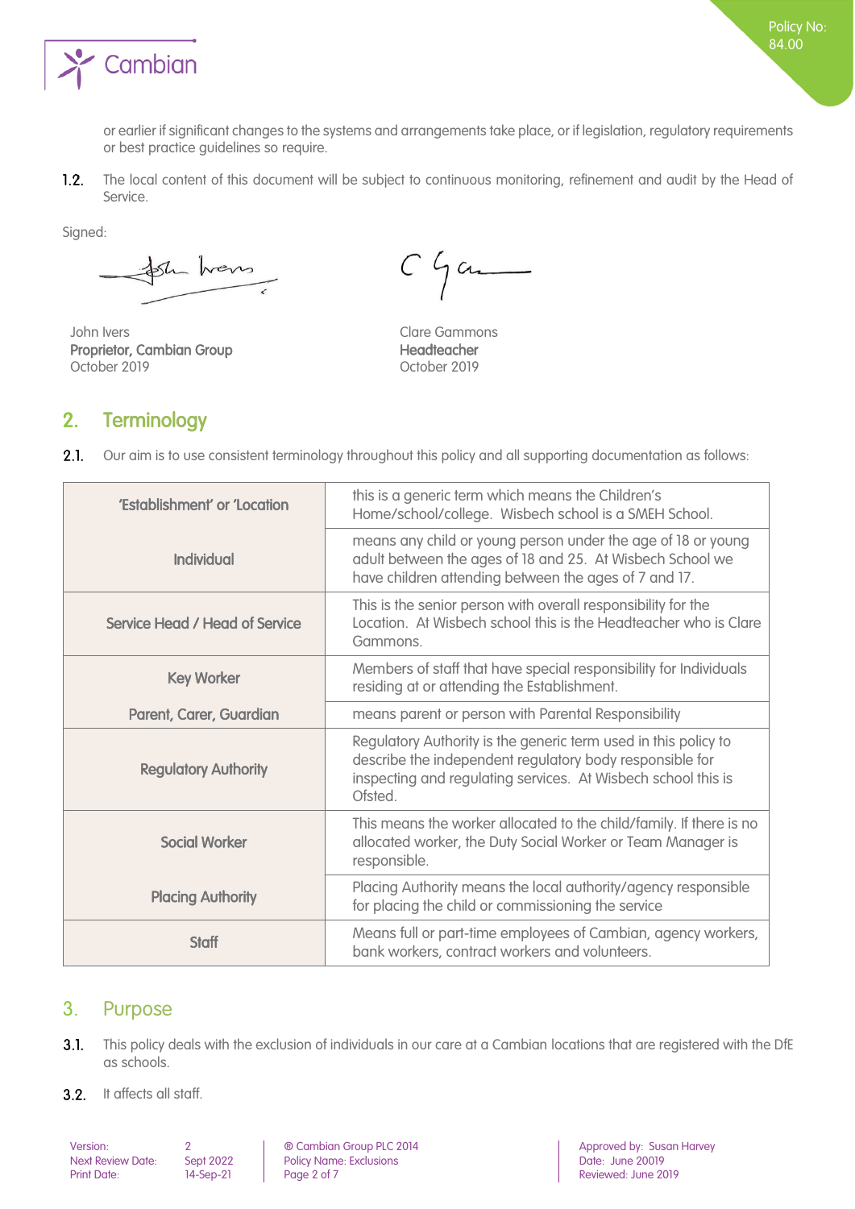or earlier if significant changes to the systems and arrangements take place, or if legislation, regulatory requirements or best practice guidelines so require.

1.2. The local content of this document will be subject to continuous monitoring, refinement and audit by the Head of Service.

Signed:

John Ivers
**Proprietor, Cambian Group**
October 2019

Clare Gammons
**Headteacher**
October 2019

## 2. Terminology

2.1. Our aim is to use consistent terminology throughout this policy and all supporting documentation as follows:

| | |
|---|---|
| **'Establishment' or 'Location** | this is a generic term which means the Children's Home/school/college. Wisbech school is a SMEH School. |
| **Individual** | means any child or young person under the age of 18 or young adult between the ages of 18 and 25. At Wisbech School we have children attending between the ages of 7 and 17. |
| **Service Head / Head of Service** | This is the senior person with overall responsibility for the Location. At Wisbech school this is the Headteacher who is Clare Gammons. |
| **Key Worker** | Members of staff that have special responsibility for Individuals residing at or attending the Establishment. |
| **Parent, Carer, Guardian** | means parent or person with Parental Responsibility |
| **Regulatory Authority** | Regulatory Authority is the generic term used in this policy to describe the independent regulatory body responsible for inspecting and regulating services. At Wisbech school this is Ofsted. |
| **Social Worker** | This means the worker allocated to the child/family. If there is no allocated worker, the Duty Social Worker or Team Manager is responsible. |
| **Placing Authority** | Placing Authority means the local authority/agency responsible for placing the child or commissioning the service |
| **Staff** | Means full or part-time employees of Cambian, agency workers, bank workers, contract workers and volunteers. |

## 3. Purpose

3.1. This policy deals with the exclusion of individuals in our care at a Cambian locations that are registered with the DfE as schools.

3.2. It affects all staff.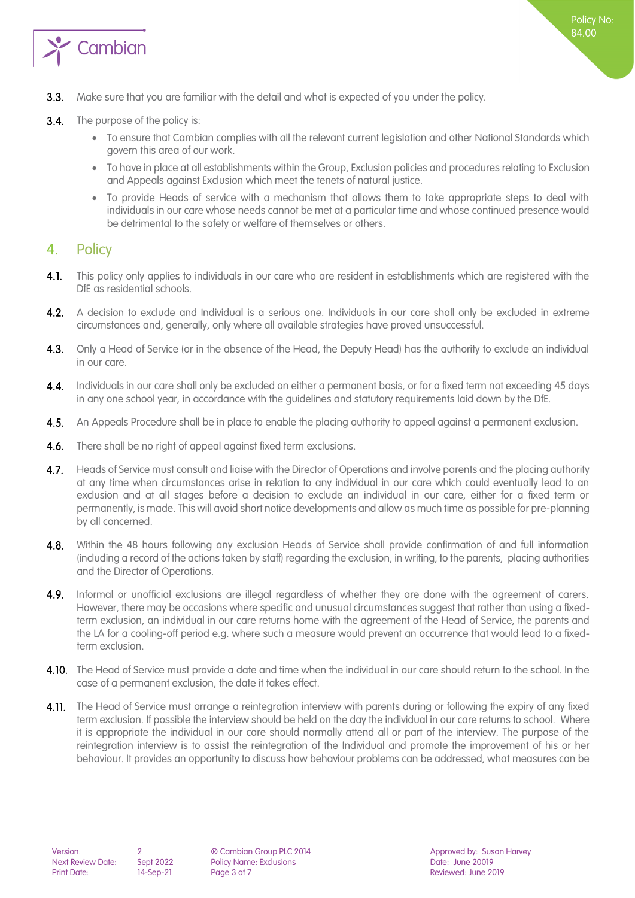3.3. Make sure that you are familiar with the detail and what is expected of you under the policy.

3.4. The purpose of the policy is:

- To ensure that Cambian complies with all the relevant current legislation and other National Standards which govern this area of our work.
- To have in place at all establishments within the Group, Exclusion policies and procedures relating to Exclusion and Appeals against Exclusion which meet the tenets of natural justice.
- To provide Heads of service with a mechanism that allows them to take appropriate steps to deal with individuals in our care whose needs cannot be met at a particular time and whose continued presence would be detrimental to the safety or welfare of themselves or others.

## 4. Policy

4.1. This policy only applies to individuals in our care who are resident in establishments which are registered with the DfE as residential schools.

4.2. A decision to exclude and Individual is a serious one. Individuals in our care shall only be excluded in extreme circumstances and, generally, only where all available strategies have proved unsuccessful.

4.3. Only a Head of Service (or in the absence of the Head, the Deputy Head) has the authority to exclude an individual in our care.

4.4. Individuals in our care shall only be excluded on either a permanent basis, or for a fixed term not exceeding 45 days in any one school year, in accordance with the guidelines and statutory requirements laid down by the DfE.

4.5. An Appeals Procedure shall be in place to enable the placing authority to appeal against a permanent exclusion.

4.6. There shall be no right of appeal against fixed term exclusions.

4.7. Heads of Service must consult and liaise with the Director of Operations and involve parents and the placing authority at any time when circumstances arise in relation to any individual in our care which could eventually lead to an exclusion and at all stages before a decision to exclude an individual in our care, either for a fixed term or permanently, is made. This will avoid short notice developments and allow as much time as possible for pre-planning by all concerned.

4.8. Within the 48 hours following any exclusion Heads of Service shall provide confirmation of and full information (including a record of the actions taken by staff) regarding the exclusion, in writing, to the parents, placing authorities and the Director of Operations.

4.9. Informal or unofficial exclusions are illegal regardless of whether they are done with the agreement of carers. However, there may be occasions where specific and unusual circumstances suggest that rather than using a fixed-term exclusion, an individual in our care returns home with the agreement of the Head of Service, the parents and the LA for a cooling-off period e.g. where such a measure would prevent an occurrence that would lead to a fixed-term exclusion.

4.10. The Head of Service must provide a date and time when the individual in our care should return to the school. In the case of a permanent exclusion, the date it takes effect.

4.11. The Head of Service must arrange a reintegration interview with parents during or following the expiry of any fixed term exclusion. If possible the interview should be held on the day the individual in our care returns to school. Where it is appropriate the individual in our care should normally attend all or part of the interview. The purpose of the reintegration interview is to assist the reintegration of the Individual and promote the improvement of his or her behaviour. It provides an opportunity to discuss how behaviour problems can be addressed, what measures can be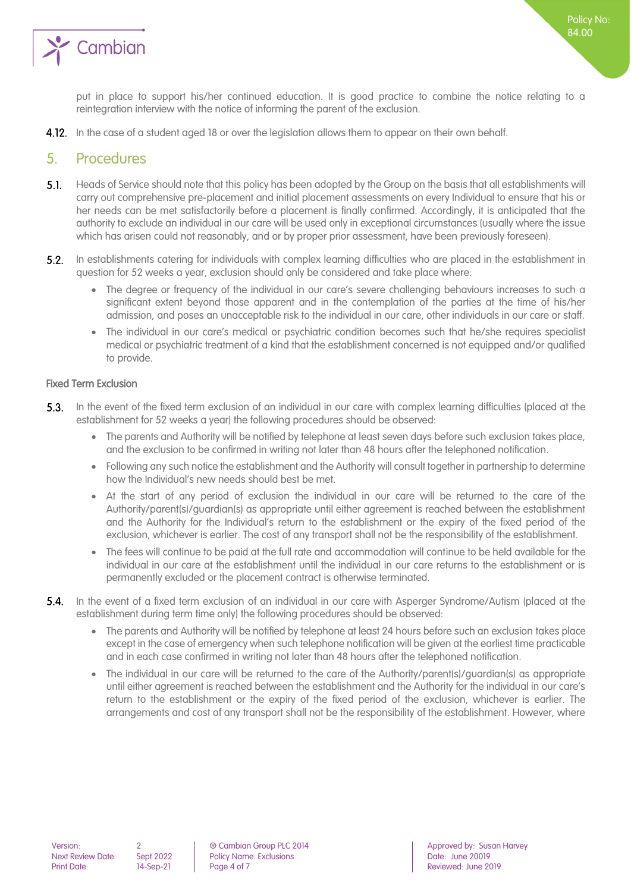put in place to support his/her continued education. It is good practice to combine the notice relating to a reintegration interview with the notice of informing the parent of the exclusion.

**4.12.** In the case of a student aged 18 or over the legislation allows them to appear on their own behalf.

## 5. Procedures

**5.1.** Heads of Service should note that this policy has been adopted by the Group on the basis that all establishments will carry out comprehensive pre-placement and initial placement assessments on every Individual to ensure that his or her needs can be met satisfactorily before a placement is finally confirmed. Accordingly, it is anticipated that the authority to exclude an individual in our care will be used only in exceptional circumstances (usually where the issue which has arisen could not reasonably, and or by proper prior assessment, have been previously foreseen).

**5.2.** In establishments catering for individuals with complex learning difficulties who are placed in the establishment in question for 52 weeks a year, exclusion should only be considered and take place where:

- The degree or frequency of the individual in our care's severe challenging behaviours increases to such a significant extent beyond those apparent and in the contemplation of the parties at the time of his/her admission, and poses an unacceptable risk to the individual in our care, other individuals in our care or staff.
- The individual in our care's medical or psychiatric condition becomes such that he/she requires specialist medical or psychiatric treatment of a kind that the establishment concerned is not equipped and/or qualified to provide.

### Fixed Term Exclusion

**5.3.** In the event of the fixed term exclusion of an individual in our care with complex learning difficulties (placed at the establishment for 52 weeks a year) the following procedures should be observed:

- The parents and Authority will be notified by telephone at least seven days before such exclusion takes place, and the exclusion to be confirmed in writing not later than 48 hours after the telephoned notification.
- Following any such notice the establishment and the Authority will consult together in partnership to determine how the Individual's new needs should best be met.
- At the start of any period of exclusion the individual in our care will be returned to the care of the Authority/parent(s)/guardian(s) as appropriate until either agreement is reached between the establishment and the Authority for the Individual's return to the establishment or the expiry of the fixed period of the exclusion, whichever is earlier. The cost of any transport shall not be the responsibility of the establishment.
- The fees will continue to be paid at the full rate and accommodation will continue to be held available for the individual in our care at the establishment until the individual in our care returns to the establishment or is permanently excluded or the placement contract is otherwise terminated.

**5.4.** In the event of a fixed term exclusion of an individual in our care with Asperger Syndrome/Autism (placed at the establishment during term time only) the following procedures should be observed:

- The parents and Authority will be notified by telephone at least 24 hours before such an exclusion takes place except in the case of emergency when such telephone notification will be given at the earliest time practicable and in each case confirmed in writing not later than 48 hours after the telephoned notification.
- The individual in our care will be returned to the care of the Authority/parent(s)/guardian(s) as appropriate until either agreement is reached between the establishment and the Authority for the individual in our care's return to the establishment or the expiry of the fixed period of the exclusion, whichever is earlier. The arrangements and cost of any transport shall not be the responsibility of the establishment. However, where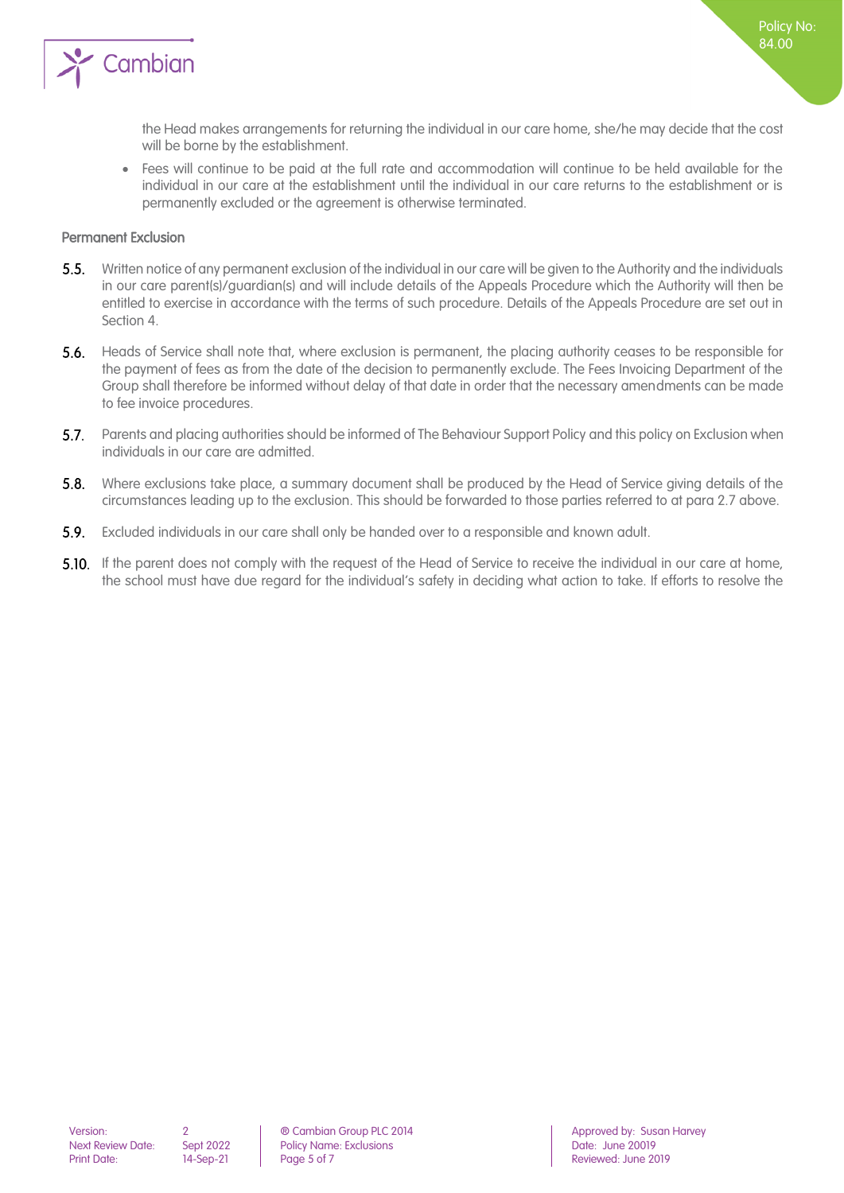the Head makes arrangements for returning the individual in our care home, she/he may decide that the cost will be borne by the establishment.

- Fees will continue to be paid at the full rate and accommodation will continue to be held available for the individual in our care at the establishment until the individual in our care returns to the establishment or is permanently excluded or the agreement is otherwise terminated.

### Permanent Exclusion

**5.5.** Written notice of any permanent exclusion of the individual in our care will be given to the Authority and the individuals in our care parent(s)/guardian(s) and will include details of the Appeals Procedure which the Authority will then be entitled to exercise in accordance with the terms of such procedure. Details of the Appeals Procedure are set out in Section 4.

**5.6.** Heads of Service shall note that, where exclusion is permanent, the placing authority ceases to be responsible for the payment of fees as from the date of the decision to permanently exclude. The Fees Invoicing Department of the Group shall therefore be informed without delay of that date in order that the necessary amendments can be made to fee invoice procedures.

**5.7.** Parents and placing authorities should be informed of The Behaviour Support Policy and this policy on Exclusion when individuals in our care are admitted.

**5.8.** Where exclusions take place, a summary document shall be produced by the Head of Service giving details of the circumstances leading up to the exclusion. This should be forwarded to those parties referred to at para 2.7 above.

**5.9.** Excluded individuals in our care shall only be handed over to a responsible and known adult.

**5.10.** If the parent does not comply with the request of the Head of Service to receive the individual in our care at home, the school must have due regard for the individual's safety in deciding what action to take. If efforts to resolve the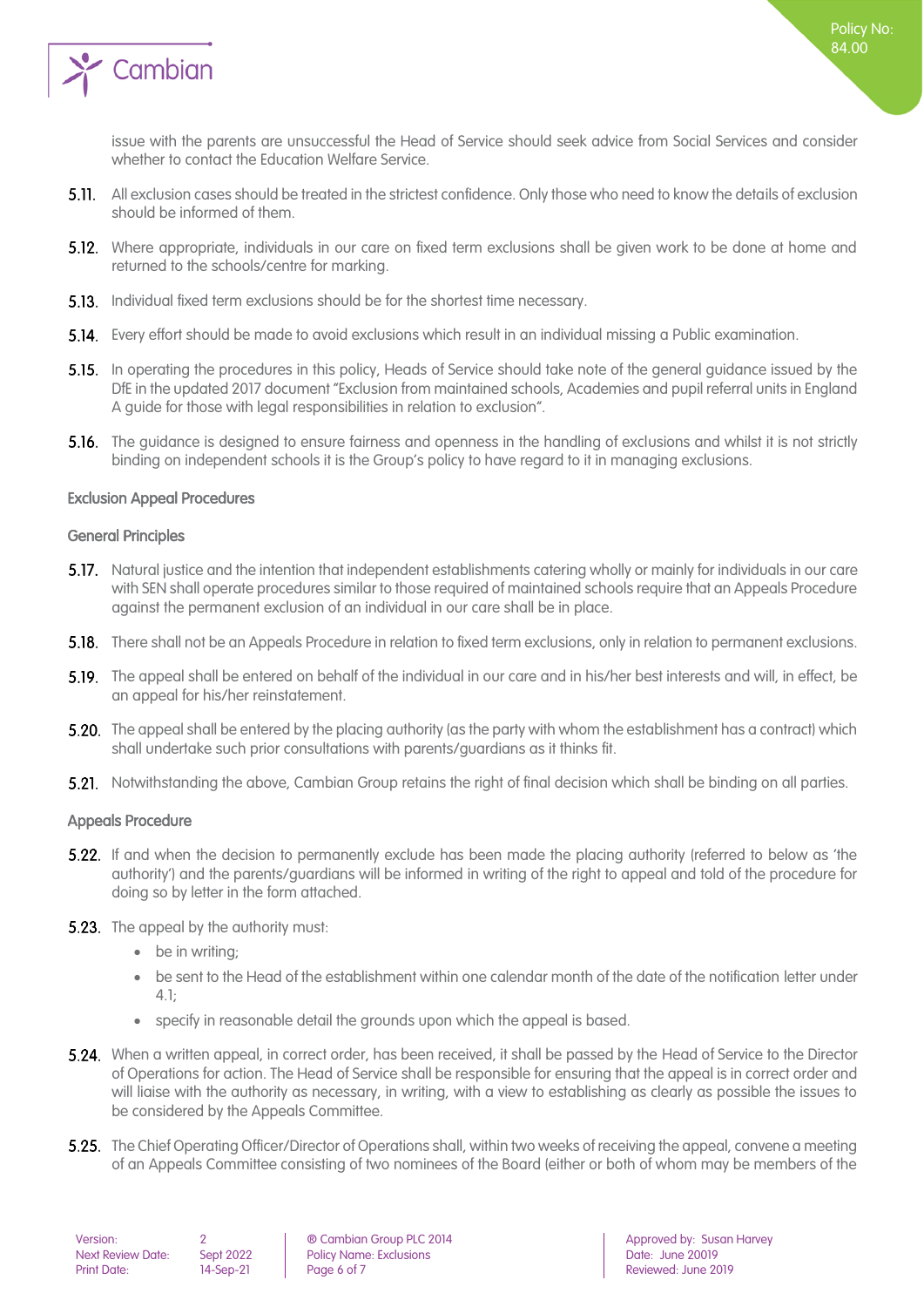issue with the parents are unsuccessful the Head of Service should seek advice from Social Services and consider whether to contact the Education Welfare Service.

**5.11.** All exclusion cases should be treated in the strictest confidence. Only those who need to know the details of exclusion should be informed of them.

**5.12.** Where appropriate, individuals in our care on fixed term exclusions shall be given work to be done at home and returned to the schools/centre for marking.

**5.13.** Individual fixed term exclusions should be for the shortest time necessary.

**5.14.** Every effort should be made to avoid exclusions which result in an individual missing a Public examination.

**5.15.** In operating the procedures in this policy, Heads of Service should take note of the general guidance issued by the DfE in the updated 2017 document "Exclusion from maintained schools, Academies and pupil referral units in England A guide for those with legal responsibilities in relation to exclusion".

**5.16.** The guidance is designed to ensure fairness and openness in the handling of exclusions and whilst it is not strictly binding on independent schools it is the Group's policy to have regard to it in managing exclusions.

### Exclusion Appeal Procedures

#### General Principles

**5.17.** Natural justice and the intention that independent establishments catering wholly or mainly for individuals in our care with SEN shall operate procedures similar to those required of maintained schools require that an Appeals Procedure against the permanent exclusion of an individual in our care shall be in place.

**5.18.** There shall not be an Appeals Procedure in relation to fixed term exclusions, only in relation to permanent exclusions.

**5.19.** The appeal shall be entered on behalf of the individual in our care and in his/her best interests and will, in effect, be an appeal for his/her reinstatement.

**5.20.** The appeal shall be entered by the placing authority (as the party with whom the establishment has a contract) which shall undertake such prior consultations with parents/guardians as it thinks fit.

**5.21.** Notwithstanding the above, Cambian Group retains the right of final decision which shall be binding on all parties.

#### Appeals Procedure

**5.22.** If and when the decision to permanently exclude has been made the placing authority (referred to below as 'the authority') and the parents/guardians will be informed in writing of the right to appeal and told of the procedure for doing so by letter in the form attached.

**5.23.** The appeal by the authority must:

- be in writing;
- be sent to the Head of the establishment within one calendar month of the date of the notification letter under 4.1;
- specify in reasonable detail the grounds upon which the appeal is based.

**5.24.** When a written appeal, in correct order, has been received, it shall be passed by the Head of Service to the Director of Operations for action. The Head of Service shall be responsible for ensuring that the appeal is in correct order and will liaise with the authority as necessary, in writing, with a view to establishing as clearly as possible the issues to be considered by the Appeals Committee.

**5.25.** The Chief Operating Officer/Director of Operations shall, within two weeks of receiving the appeal, convene a meeting of an Appeals Committee consisting of two nominees of the Board (either or both of whom may be members of the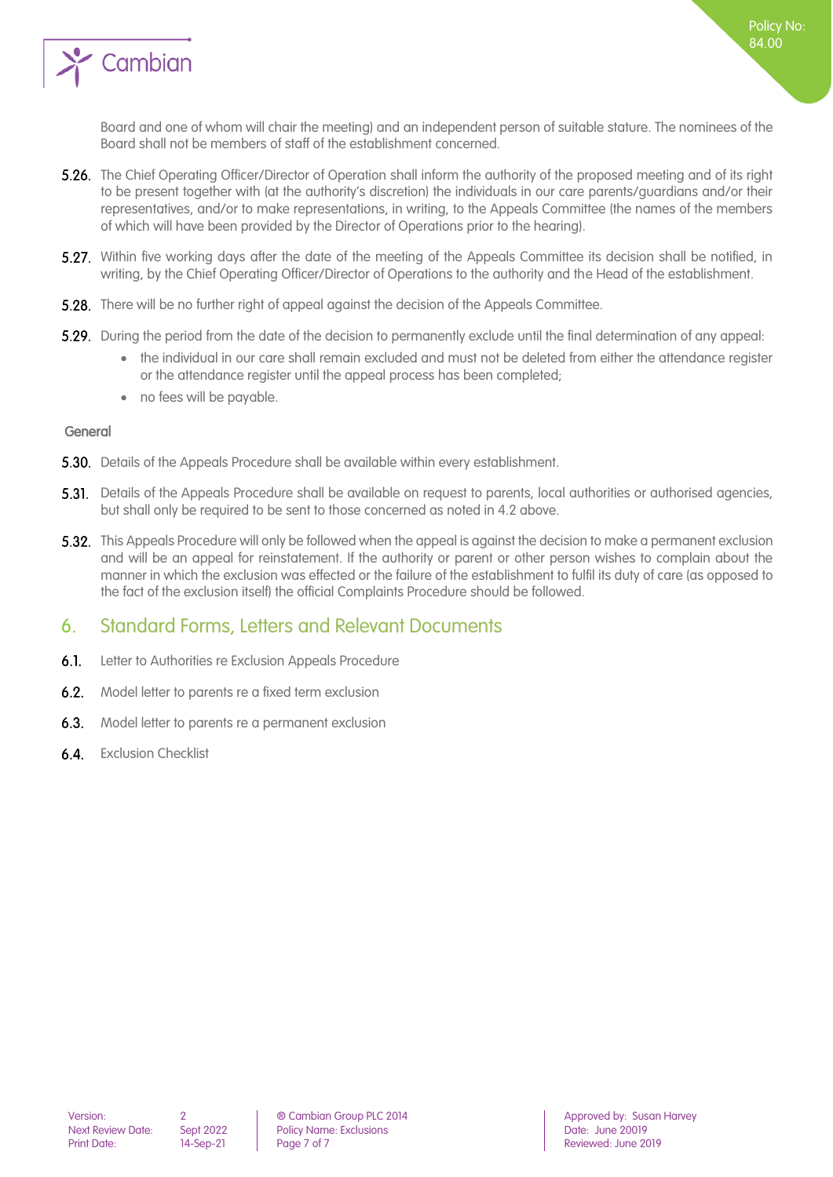Board and one of whom will chair the meeting) and an independent person of suitable stature. The nominees of the Board shall not be members of staff of the establishment concerned.

**5.26.** The Chief Operating Officer/Director of Operation shall inform the authority of the proposed meeting and of its right to be present together with (at the authority's discretion) the individuals in our care parents/guardians and/or their representatives, and/or to make representations, in writing, to the Appeals Committee (the names of the members of which will have been provided by the Director of Operations prior to the hearing).

**5.27.** Within five working days after the date of the meeting of the Appeals Committee its decision shall be notified, in writing, by the Chief Operating Officer/Director of Operations to the authority and the Head of the establishment.

**5.28.** There will be no further right of appeal against the decision of the Appeals Committee.

**5.29.** During the period from the date of the decision to permanently exclude until the final determination of any appeal:

- the individual in our care shall remain excluded and must not be deleted from either the attendance register or the attendance register until the appeal process has been completed;
- no fees will be payable.

**General**

**5.30.** Details of the Appeals Procedure shall be available within every establishment.

**5.31.** Details of the Appeals Procedure shall be available on request to parents, local authorities or authorised agencies, but shall only be required to be sent to those concerned as noted in 4.2 above.

**5.32.** This Appeals Procedure will only be followed when the appeal is against the decision to make a permanent exclusion and will be an appeal for reinstatement. If the authority or parent or other person wishes to complain about the manner in which the exclusion was effected or the failure of the establishment to fulfil its duty of care (as opposed to the fact of the exclusion itself) the official Complaints Procedure should be followed.

## 6. Standard Forms, Letters and Relevant Documents

**6.1.** Letter to Authorities re Exclusion Appeals Procedure

**6.2.** Model letter to parents re a fixed term exclusion

**6.3.** Model letter to parents re a permanent exclusion

**6.4.** Exclusion Checklist